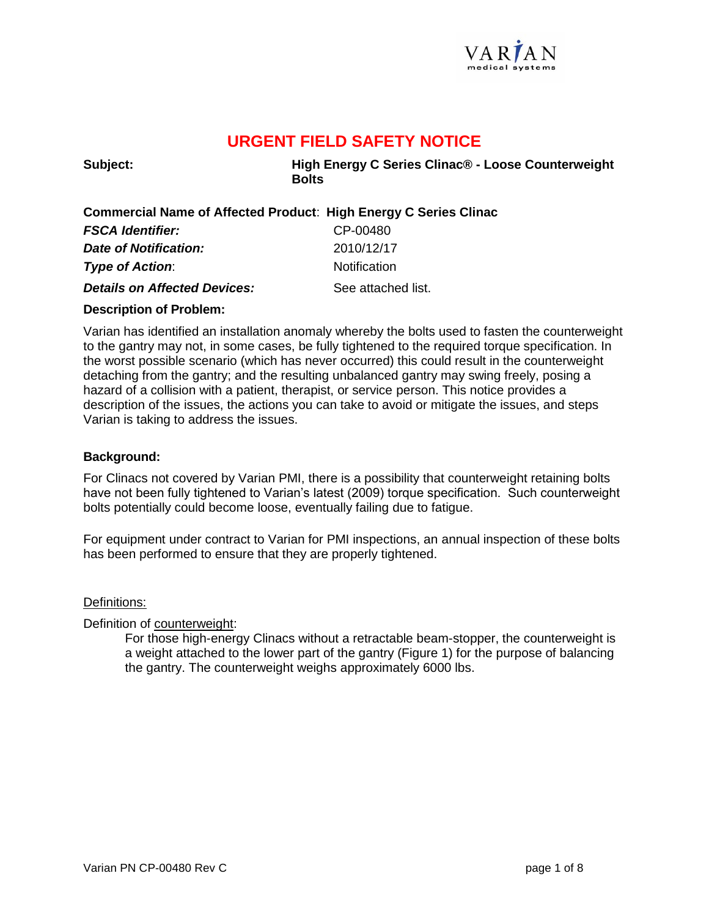# URGENT FIELD SAFETY NOTICE

| | |
|---|---|
| **Subject:** | **High Energy C Series Clinac® - Loose Counterweight Bolts** |
| **Commercial Name of Affected Product**: | **High Energy C Series Clinac** |
| ***FSCA Identifier:*** | CP-00480 |
| ***Date of Notification:*** | 2010/12/17 |
| ***Type of Action***: | Notification |
| ***Details on Affected Devices:*** | See attached list. |

**Description of Problem:**

Varian has identified an installation anomaly whereby the bolts used to fasten the counterweight to the gantry may not, in some cases, be fully tightened to the required torque specification. In the worst possible scenario (which has never occurred) this could result in the counterweight detaching from the gantry; and the resulting unbalanced gantry may swing freely, posing a hazard of a collision with a patient, therapist, or service person. This notice provides a description of the issues, the actions you can take to avoid or mitigate the issues, and steps Varian is taking to address the issues.

**Background:**

For Clinacs not covered by Varian PMI, there is a possibility that counterweight retaining bolts have not been fully tightened to Varian's latest (2009) torque specification. Such counterweight bolts potentially could become loose, eventually failing due to fatigue.

For equipment under contract to Varian for PMI inspections, an annual inspection of these bolts has been performed to ensure that they are properly tightened.

Definitions:

Definition of counterweight:

For those high-energy Clinacs without a retractable beam-stopper, the counterweight is a weight attached to the lower part of the gantry (Figure 1) for the purpose of balancing the gantry. The counterweight weighs approximately 6000 lbs.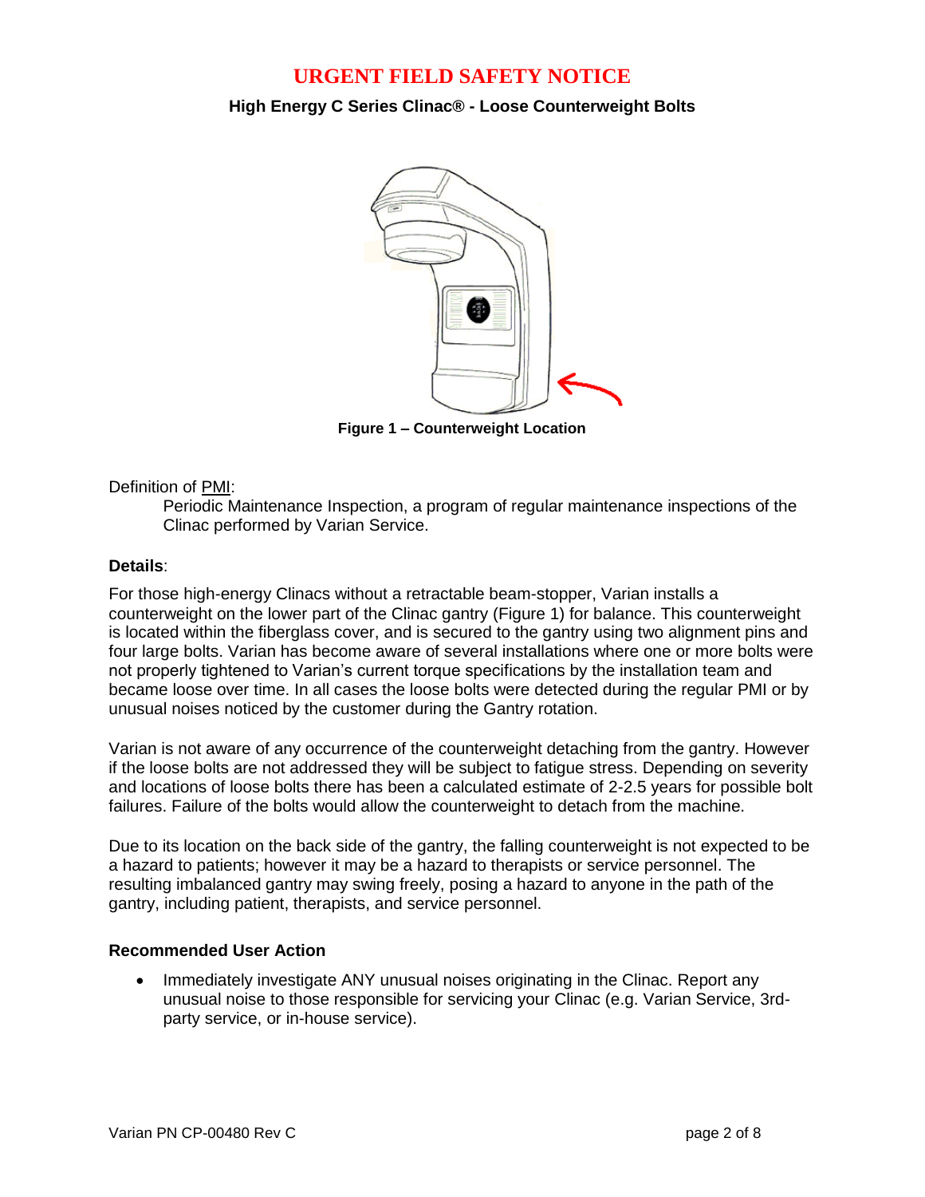# URGENT FIELD SAFETY NOTICE

**High Energy C Series Clinac® - Loose Counterweight Bolts**

**Figure 1 – Counterweight Location**

Definition of PMI:

Periodic Maintenance Inspection, a program of regular maintenance inspections of the Clinac performed by Varian Service.

**Details**:

For those high-energy Clinacs without a retractable beam-stopper, Varian installs a counterweight on the lower part of the Clinac gantry (Figure 1) for balance. This counterweight is located within the fiberglass cover, and is secured to the gantry using two alignment pins and four large bolts. Varian has become aware of several installations where one or more bolts were not properly tightened to Varian's current torque specifications by the installation team and became loose over time. In all cases the loose bolts were detected during the regular PMI or by unusual noises noticed by the customer during the Gantry rotation.

Varian is not aware of any occurrence of the counterweight detaching from the gantry. However if the loose bolts are not addressed they will be subject to fatigue stress. Depending on severity and locations of loose bolts there has been a calculated estimate of 2-2.5 years for possible bolt failures. Failure of the bolts would allow the counterweight to detach from the machine.

Due to its location on the back side of the gantry, the falling counterweight is not expected to be a hazard to patients; however it may be a hazard to therapists or service personnel. The resulting imbalanced gantry may swing freely, posing a hazard to anyone in the path of the gantry, including patient, therapists, and service personnel.

**Recommended User Action**

- Immediately investigate ANY unusual noises originating in the Clinac. Report any unusual noise to those responsible for servicing your Clinac (e.g. Varian Service, 3rd-party service, or in-house service).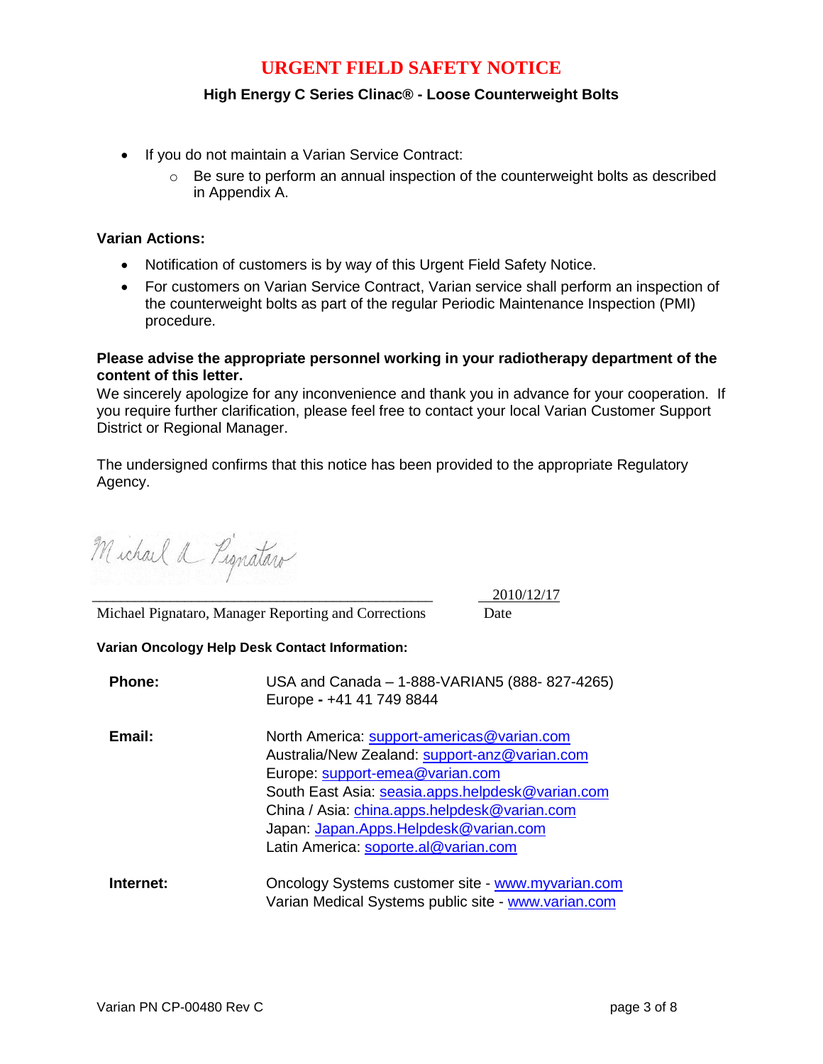**URGENT FIELD SAFETY NOTICE**

**High Energy C Series Clinac® - Loose Counterweight Bolts**

- If you do not maintain a Varian Service Contract:
  - Be sure to perform an annual inspection of the counterweight bolts as described in Appendix A.

**Varian Actions:**

- Notification of customers is by way of this Urgent Field Safety Notice.
- For customers on Varian Service Contract, Varian service shall perform an inspection of the counterweight bolts as part of the regular Periodic Maintenance Inspection (PMI) procedure.

**Please advise the appropriate personnel working in your radiotherapy department of the content of this letter.**

We sincerely apologize for any inconvenience and thank you in advance for your cooperation. If you require further clarification, please feel free to contact your local Varian Customer Support District or Regional Manager.

The undersigned confirms that this notice has been provided to the appropriate Regulatory Agency.

Michael A Pignataro

Michael Pignataro, Manager Reporting and Corrections

2010/12/17
Date

**Varian Oncology Help Desk Contact Information:**

**Phone:**
USA and Canada – 1-888-VARIAN5 (888- 827-4265)
Europe - +41 41 749 8844

**Email:**
North America: support-americas@varian.com
Australia/New Zealand: support-anz@varian.com
Europe: support-emea@varian.com
South East Asia: seasia.apps.helpdesk@varian.com
China / Asia: china.apps.helpdesk@varian.com
Japan: Japan.Apps.Helpdesk@varian.com
Latin America: soporte.al@varian.com

**Internet:**
Oncology Systems customer site - www.myvarian.com
Varian Medical Systems public site - www.varian.com

Varian PN CP-00480 Rev C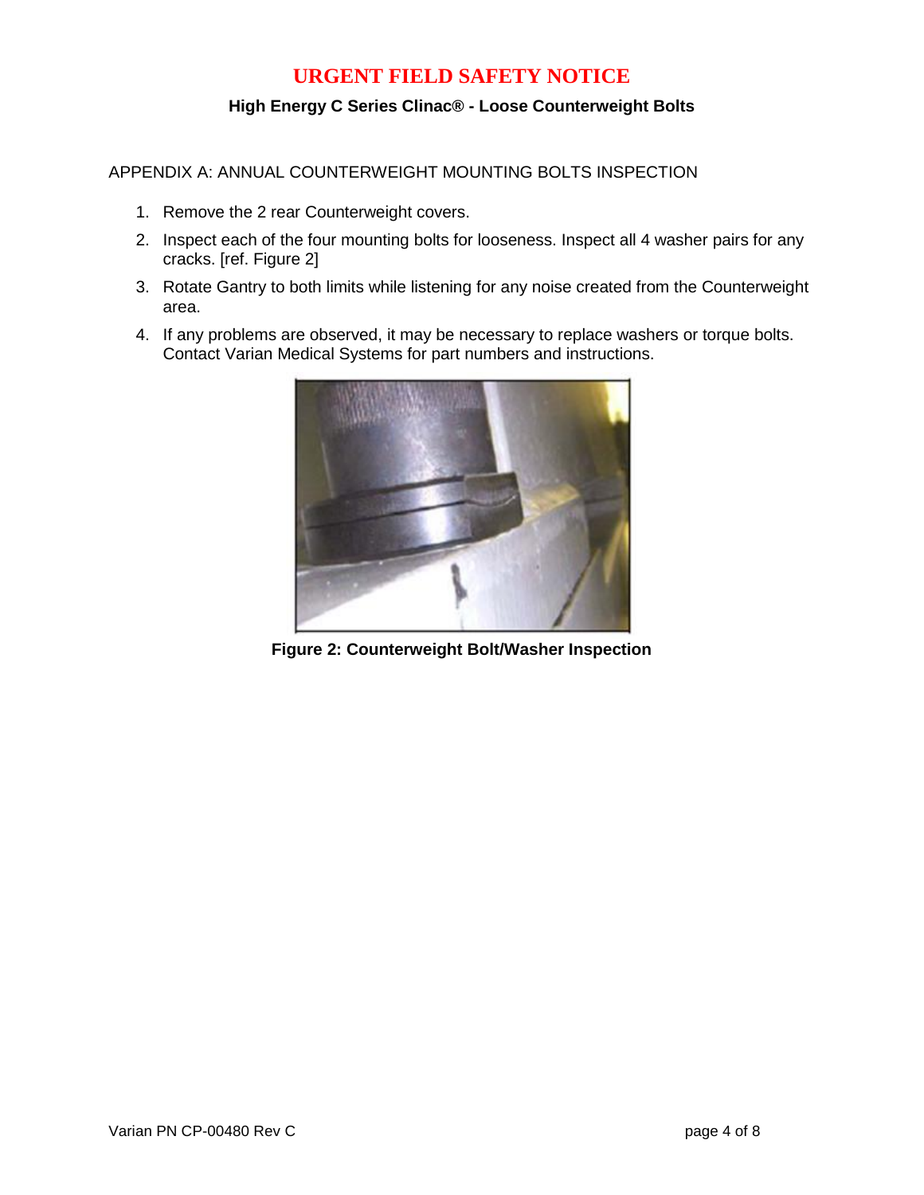# URGENT FIELD SAFETY NOTICE

**High Energy C Series Clinac® - Loose Counterweight Bolts**

## APPENDIX A: ANNUAL COUNTERWEIGHT MOUNTING BOLTS INSPECTION

1. Remove the 2 rear Counterweight covers.
2. Inspect each of the four mounting bolts for looseness. Inspect all 4 washer pairs for any cracks. [ref. Figure 2]
3. Rotate Gantry to both limits while listening for any noise created from the Counterweight area.
4. If any problems are observed, it may be necessary to replace washers or torque bolts. Contact Varian Medical Systems for part numbers and instructions.

**Figure 2: Counterweight Bolt/Washer Inspection**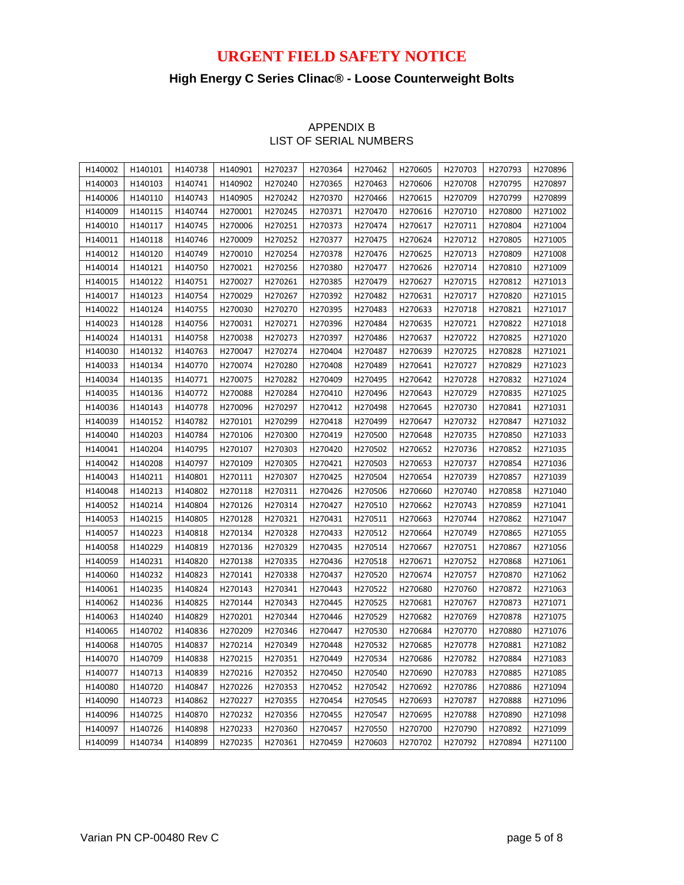# URGENT FIELD SAFETY NOTICE

## High Energy C Series Clinac® - Loose Counterweight Bolts

### APPENDIX B
### LIST OF SERIAL NUMBERS

| | | | | | | | | | | |
|---|---|---|---|---|---|---|---|---|---|---|
| H140002 | H140101 | H140738 | H140901 | H270237 | H270364 | H270462 | H270605 | H270703 | H270793 | H270896 |
| H140003 | H140103 | H140741 | H140902 | H270240 | H270365 | H270463 | H270606 | H270708 | H270795 | H270897 |
| H140006 | H140110 | H140743 | H140905 | H270242 | H270370 | H270466 | H270615 | H270709 | H270799 | H270899 |
| H140009 | H140115 | H140744 | H270001 | H270245 | H270371 | H270470 | H270616 | H270710 | H270800 | H271002 |
| H140010 | H140117 | H140745 | H270006 | H270251 | H270373 | H270474 | H270617 | H270711 | H270804 | H271004 |
| H140011 | H140118 | H140746 | H270009 | H270252 | H270377 | H270475 | H270624 | H270712 | H270805 | H271005 |
| H140012 | H140120 | H140749 | H270010 | H270254 | H270378 | H270476 | H270625 | H270713 | H270809 | H271008 |
| H140014 | H140121 | H140750 | H270021 | H270256 | H270380 | H270477 | H270626 | H270714 | H270810 | H271009 |
| H140015 | H140122 | H140751 | H270027 | H270261 | H270385 | H270479 | H270627 | H270715 | H270812 | H271013 |
| H140017 | H140123 | H140754 | H270029 | H270267 | H270392 | H270482 | H270631 | H270717 | H270820 | H271015 |
| H140022 | H140124 | H140755 | H270030 | H270270 | H270395 | H270483 | H270633 | H270718 | H270821 | H271017 |
| H140023 | H140128 | H140756 | H270031 | H270271 | H270396 | H270484 | H270635 | H270721 | H270822 | H271018 |
| H140024 | H140131 | H140758 | H270038 | H270273 | H270397 | H270486 | H270637 | H270722 | H270825 | H271020 |
| H140030 | H140132 | H140763 | H270047 | H270274 | H270404 | H270487 | H270639 | H270725 | H270828 | H271021 |
| H140033 | H140134 | H140770 | H270074 | H270280 | H270408 | H270489 | H270641 | H270727 | H270829 | H271023 |
| H140034 | H140135 | H140771 | H270075 | H270282 | H270409 | H270495 | H270642 | H270728 | H270832 | H271024 |
| H140035 | H140136 | H140772 | H270088 | H270284 | H270410 | H270496 | H270643 | H270729 | H270835 | H271025 |
| H140036 | H140143 | H140778 | H270096 | H270297 | H270412 | H270498 | H270645 | H270730 | H270841 | H271031 |
| H140039 | H140152 | H140782 | H270101 | H270299 | H270418 | H270499 | H270647 | H270732 | H270847 | H271032 |
| H140040 | H140203 | H140784 | H270106 | H270300 | H270419 | H270500 | H270648 | H270735 | H270850 | H271033 |
| H140041 | H140204 | H140795 | H270107 | H270303 | H270420 | H270502 | H270652 | H270736 | H270852 | H271035 |
| H140042 | H140208 | H140797 | H270109 | H270305 | H270421 | H270503 | H270653 | H270737 | H270854 | H271036 |
| H140043 | H140211 | H140801 | H270111 | H270307 | H270425 | H270504 | H270654 | H270739 | H270857 | H271039 |
| H140048 | H140213 | H140802 | H270118 | H270311 | H270426 | H270506 | H270660 | H270740 | H270858 | H271040 |
| H140052 | H140214 | H140804 | H270126 | H270314 | H270427 | H270510 | H270662 | H270743 | H270859 | H271041 |
| H140053 | H140215 | H140805 | H270128 | H270321 | H270431 | H270511 | H270663 | H270744 | H270862 | H271047 |
| H140057 | H140223 | H140818 | H270134 | H270328 | H270433 | H270512 | H270664 | H270749 | H270865 | H271055 |
| H140058 | H140229 | H140819 | H270136 | H270329 | H270435 | H270514 | H270667 | H270751 | H270867 | H271056 |
| H140059 | H140231 | H140820 | H270138 | H270335 | H270436 | H270518 | H270671 | H270752 | H270868 | H271061 |
| H140060 | H140232 | H140823 | H270141 | H270338 | H270437 | H270520 | H270674 | H270757 | H270870 | H271062 |
| H140061 | H140235 | H140824 | H270143 | H270341 | H270443 | H270522 | H270680 | H270760 | H270872 | H271063 |
| H140062 | H140236 | H140825 | H270144 | H270343 | H270445 | H270525 | H270681 | H270767 | H270873 | H271071 |
| H140063 | H140240 | H140829 | H270201 | H270344 | H270446 | H270529 | H270682 | H270769 | H270878 | H271075 |
| H140065 | H140702 | H140836 | H270209 | H270346 | H270447 | H270530 | H270684 | H270770 | H270880 | H271076 |
| H140068 | H140705 | H140837 | H270214 | H270349 | H270448 | H270532 | H270685 | H270778 | H270881 | H271082 |
| H140070 | H140709 | H140838 | H270215 | H270351 | H270449 | H270534 | H270686 | H270782 | H270884 | H271083 |
| H140077 | H140713 | H140839 | H270216 | H270352 | H270450 | H270540 | H270690 | H270783 | H270885 | H271085 |
| H140080 | H140720 | H140847 | H270226 | H270353 | H270452 | H270542 | H270692 | H270786 | H270886 | H271094 |
| H140090 | H140723 | H140862 | H270227 | H270355 | H270454 | H270545 | H270693 | H270787 | H270888 | H271096 |
| H140096 | H140725 | H140870 | H270232 | H270356 | H270455 | H270547 | H270695 | H270788 | H270890 | H271098 |
| H140097 | H140726 | H140898 | H270233 | H270360 | H270457 | H270550 | H270700 | H270790 | H270892 | H271099 |
| H140099 | H140734 | H140899 | H270235 | H270361 | H270459 | H270603 | H270702 | H270792 | H270894 | H271100 |

Varian PN CP-00480 Rev C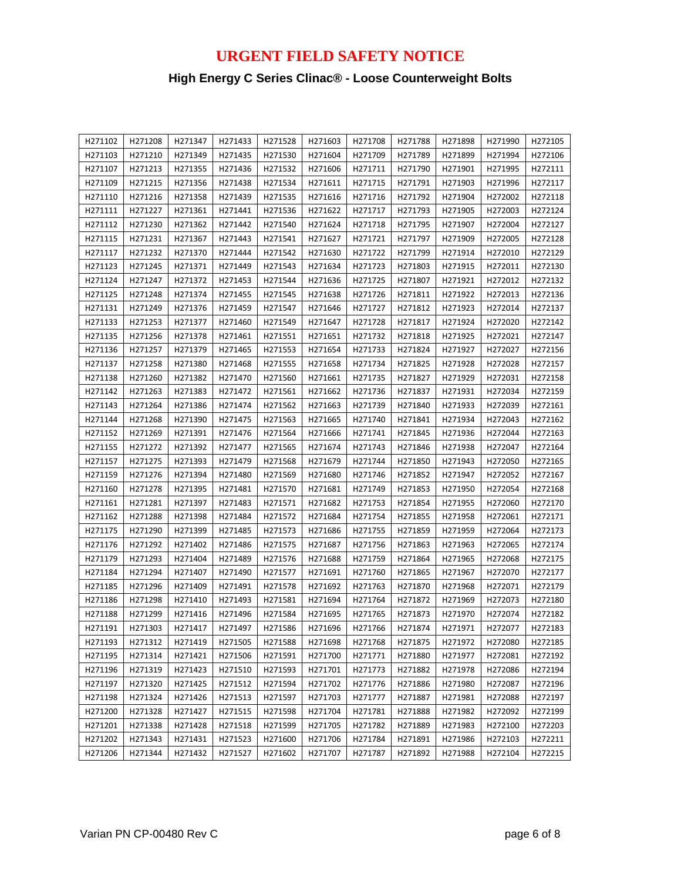# URGENT FIELD SAFETY NOTICE

## High Energy C Series Clinac® - Loose Counterweight Bolts

| | | | | | | | | | | |
|---|---|---|---|---|---|---|---|---|---|---|
| H271102 | H271208 | H271347 | H271433 | H271528 | H271603 | H271708 | H271788 | H271898 | H271990 | H272105 |
| H271103 | H271210 | H271349 | H271435 | H271530 | H271604 | H271709 | H271789 | H271899 | H271994 | H272106 |
| H271107 | H271213 | H271355 | H271436 | H271532 | H271606 | H271711 | H271790 | H271901 | H271995 | H272111 |
| H271109 | H271215 | H271356 | H271438 | H271534 | H271611 | H271715 | H271791 | H271903 | H271996 | H272117 |
| H271110 | H271216 | H271358 | H271439 | H271535 | H271616 | H271716 | H271792 | H271904 | H272002 | H272118 |
| H271111 | H271227 | H271361 | H271441 | H271536 | H271622 | H271717 | H271793 | H271905 | H272003 | H272124 |
| H271112 | H271230 | H271362 | H271442 | H271540 | H271624 | H271718 | H271795 | H271907 | H272004 | H272127 |
| H271115 | H271231 | H271367 | H271443 | H271541 | H271627 | H271721 | H271797 | H271909 | H272005 | H272128 |
| H271117 | H271232 | H271370 | H271444 | H271542 | H271630 | H271722 | H271799 | H271914 | H272010 | H272129 |
| H271123 | H271245 | H271371 | H271449 | H271543 | H271634 | H271723 | H271803 | H271915 | H272011 | H272130 |
| H271124 | H271247 | H271372 | H271453 | H271544 | H271636 | H271725 | H271807 | H271921 | H272012 | H272132 |
| H271125 | H271248 | H271374 | H271455 | H271545 | H271638 | H271726 | H271811 | H271922 | H272013 | H272136 |
| H271131 | H271249 | H271376 | H271459 | H271547 | H271646 | H271727 | H271812 | H271923 | H272014 | H272137 |
| H271133 | H271253 | H271377 | H271460 | H271549 | H271647 | H271728 | H271817 | H271924 | H272020 | H272142 |
| H271135 | H271256 | H271378 | H271461 | H271551 | H271651 | H271732 | H271818 | H271925 | H272021 | H272147 |
| H271136 | H271257 | H271379 | H271465 | H271553 | H271654 | H271733 | H271824 | H271927 | H272027 | H272156 |
| H271137 | H271258 | H271380 | H271468 | H271555 | H271658 | H271734 | H271825 | H271928 | H272028 | H272157 |
| H271138 | H271260 | H271382 | H271470 | H271560 | H271661 | H271735 | H271827 | H271929 | H272031 | H272158 |
| H271142 | H271263 | H271383 | H271472 | H271561 | H271662 | H271736 | H271837 | H271931 | H272034 | H272159 |
| H271143 | H271264 | H271386 | H271474 | H271562 | H271663 | H271739 | H271840 | H271933 | H272039 | H272161 |
| H271144 | H271268 | H271390 | H271475 | H271563 | H271665 | H271740 | H271841 | H271934 | H272043 | H272162 |
| H271152 | H271269 | H271391 | H271476 | H271564 | H271666 | H271741 | H271845 | H271936 | H272044 | H272163 |
| H271155 | H271272 | H271392 | H271477 | H271565 | H271674 | H271743 | H271846 | H271938 | H272047 | H272164 |
| H271157 | H271275 | H271393 | H271479 | H271568 | H271679 | H271744 | H271850 | H271943 | H272050 | H272165 |
| H271159 | H271276 | H271394 | H271480 | H271569 | H271680 | H271746 | H271852 | H271947 | H272052 | H272167 |
| H271160 | H271278 | H271395 | H271481 | H271570 | H271681 | H271749 | H271853 | H271950 | H272054 | H272168 |
| H271161 | H271281 | H271397 | H271483 | H271571 | H271682 | H271753 | H271854 | H271955 | H272060 | H272170 |
| H271162 | H271288 | H271398 | H271484 | H271572 | H271684 | H271754 | H271855 | H271958 | H272061 | H272171 |
| H271175 | H271290 | H271399 | H271485 | H271573 | H271686 | H271755 | H271859 | H271959 | H272064 | H272173 |
| H271176 | H271292 | H271402 | H271486 | H271575 | H271687 | H271756 | H271863 | H271963 | H272065 | H272174 |
| H271179 | H271293 | H271404 | H271489 | H271576 | H271688 | H271759 | H271864 | H271965 | H272068 | H272175 |
| H271184 | H271294 | H271407 | H271490 | H271577 | H271691 | H271760 | H271865 | H271967 | H272070 | H272177 |
| H271185 | H271296 | H271409 | H271491 | H271578 | H271692 | H271763 | H271870 | H271968 | H272071 | H272179 |
| H271186 | H271298 | H271410 | H271493 | H271581 | H271694 | H271764 | H271872 | H271969 | H272073 | H272180 |
| H271188 | H271299 | H271416 | H271496 | H271584 | H271695 | H271765 | H271873 | H271970 | H272074 | H272182 |
| H271191 | H271303 | H271417 | H271497 | H271586 | H271696 | H271766 | H271874 | H271971 | H272077 | H272183 |
| H271193 | H271312 | H271419 | H271505 | H271588 | H271698 | H271768 | H271875 | H271972 | H272080 | H272185 |
| H271195 | H271314 | H271421 | H271506 | H271591 | H271700 | H271771 | H271880 | H271977 | H272081 | H272192 |
| H271196 | H271319 | H271423 | H271510 | H271593 | H271701 | H271773 | H271882 | H271978 | H272086 | H272194 |
| H271197 | H271320 | H271425 | H271512 | H271594 | H271702 | H271776 | H271886 | H271980 | H272087 | H272196 |
| H271198 | H271324 | H271426 | H271513 | H271597 | H271703 | H271777 | H271887 | H271981 | H272088 | H272197 |
| H271200 | H271328 | H271427 | H271515 | H271598 | H271704 | H271781 | H271888 | H271982 | H272092 | H272199 |
| H271201 | H271338 | H271428 | H271518 | H271599 | H271705 | H271782 | H271889 | H271983 | H272100 | H272203 |
| H271202 | H271343 | H271431 | H271523 | H271600 | H271706 | H271784 | H271891 | H271986 | H272103 | H272211 |
| H271206 | H271344 | H271432 | H271527 | H271602 | H271707 | H271787 | H271892 | H271988 | H272104 | H272215 |

Varian PN CP-00480 Rev C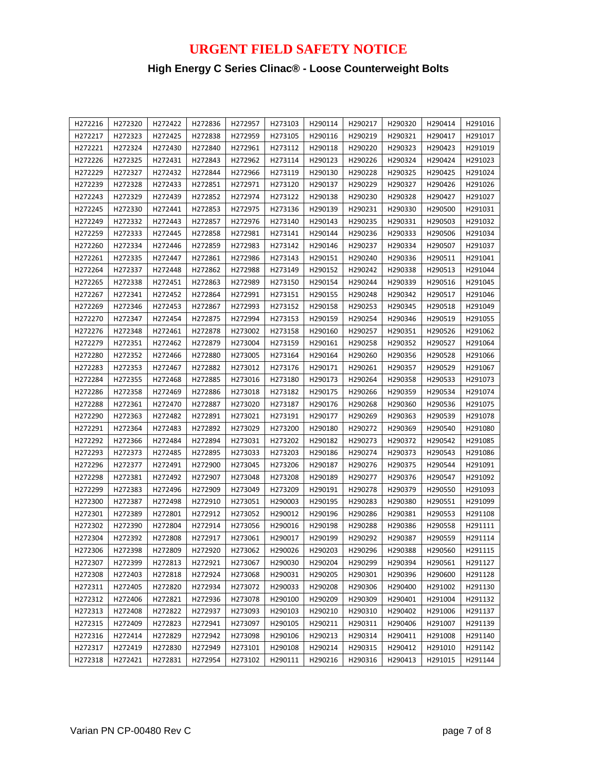# URGENT FIELD SAFETY NOTICE

## High Energy C Series Clinac® - Loose Counterweight Bolts

| | | | | | | | | | | |
|---|---|---|---|---|---|---|---|---|---|---|
| H272216 | H272320 | H272422 | H272836 | H272957 | H273103 | H290114 | H290217 | H290320 | H290414 | H291016 |
| H272217 | H272323 | H272425 | H272838 | H272959 | H273105 | H290116 | H290219 | H290321 | H290417 | H291017 |
| H272221 | H272324 | H272430 | H272840 | H272961 | H273112 | H290118 | H290220 | H290323 | H290423 | H291019 |
| H272226 | H272325 | H272431 | H272843 | H272962 | H273114 | H290123 | H290226 | H290324 | H290424 | H291023 |
| H272229 | H272327 | H272432 | H272844 | H272966 | H273119 | H290130 | H290228 | H290325 | H290425 | H291024 |
| H272239 | H272328 | H272433 | H272851 | H272971 | H273120 | H290137 | H290229 | H290327 | H290426 | H291026 |
| H272243 | H272329 | H272439 | H272852 | H272974 | H273122 | H290138 | H290230 | H290328 | H290427 | H291027 |
| H272245 | H272330 | H272441 | H272853 | H272975 | H273136 | H290139 | H290231 | H290330 | H290500 | H291031 |
| H272249 | H272332 | H272443 | H272857 | H272976 | H273140 | H290143 | H290235 | H290331 | H290503 | H291032 |
| H272259 | H272333 | H272445 | H272858 | H272981 | H273141 | H290144 | H290236 | H290333 | H290506 | H291034 |
| H272260 | H272334 | H272446 | H272859 | H272983 | H273142 | H290146 | H290237 | H290334 | H290507 | H291037 |
| H272261 | H272335 | H272447 | H272861 | H272986 | H273143 | H290151 | H290240 | H290336 | H290511 | H291041 |
| H272264 | H272337 | H272448 | H272862 | H272988 | H273149 | H290152 | H290242 | H290338 | H290513 | H291044 |
| H272265 | H272338 | H272451 | H272863 | H272989 | H273150 | H290154 | H290244 | H290339 | H290516 | H291045 |
| H272267 | H272341 | H272452 | H272864 | H272991 | H273151 | H290155 | H290248 | H290342 | H290517 | H291046 |
| H272269 | H272346 | H272453 | H272867 | H272993 | H273152 | H290158 | H290253 | H290345 | H290518 | H291049 |
| H272270 | H272347 | H272454 | H272875 | H272994 | H273153 | H290159 | H290254 | H290346 | H290519 | H291055 |
| H272276 | H272348 | H272461 | H272878 | H273002 | H273158 | H290160 | H290257 | H290351 | H290526 | H291062 |
| H272279 | H272351 | H272462 | H272879 | H273004 | H273159 | H290161 | H290258 | H290352 | H290527 | H291064 |
| H272280 | H272352 | H272466 | H272880 | H273005 | H273164 | H290164 | H290260 | H290356 | H290528 | H291066 |
| H272283 | H272353 | H272467 | H272882 | H273012 | H273176 | H290171 | H290261 | H290357 | H290529 | H291067 |
| H272284 | H272355 | H272468 | H272885 | H273016 | H273180 | H290173 | H290264 | H290358 | H290533 | H291073 |
| H272286 | H272358 | H272469 | H272886 | H273018 | H273182 | H290175 | H290266 | H290359 | H290534 | H291074 |
| H272288 | H272361 | H272470 | H272887 | H273020 | H273187 | H290176 | H290268 | H290360 | H290536 | H291075 |
| H272290 | H272363 | H272482 | H272891 | H273021 | H273191 | H290177 | H290269 | H290363 | H290539 | H291078 |
| H272291 | H272364 | H272483 | H272892 | H273029 | H273200 | H290180 | H290272 | H290369 | H290540 | H291080 |
| H272292 | H272366 | H272484 | H272894 | H273031 | H273202 | H290182 | H290273 | H290372 | H290542 | H291085 |
| H272293 | H272373 | H272485 | H272895 | H273033 | H273203 | H290186 | H290274 | H290373 | H290543 | H291086 |
| H272296 | H272377 | H272491 | H272900 | H273045 | H273206 | H290187 | H290276 | H290375 | H290544 | H291091 |
| H272298 | H272381 | H272492 | H272907 | H273048 | H273208 | H290189 | H290277 | H290376 | H290547 | H291092 |
| H272299 | H272383 | H272496 | H272909 | H273049 | H273209 | H290191 | H290278 | H290379 | H290550 | H291093 |
| H272300 | H272387 | H272498 | H272910 | H273051 | H290003 | H290195 | H290283 | H290380 | H290551 | H291099 |
| H272301 | H272389 | H272801 | H272912 | H273052 | H290012 | H290196 | H290286 | H290381 | H290553 | H291108 |
| H272302 | H272390 | H272804 | H272914 | H273056 | H290016 | H290198 | H290288 | H290386 | H290558 | H291111 |
| H272304 | H272392 | H272808 | H272917 | H273061 | H290017 | H290199 | H290292 | H290387 | H290559 | H291114 |
| H272306 | H272398 | H272809 | H272920 | H273062 | H290026 | H290203 | H290296 | H290388 | H290560 | H291115 |
| H272307 | H272399 | H272813 | H272921 | H273067 | H290030 | H290204 | H290299 | H290394 | H290561 | H291127 |
| H272308 | H272403 | H272818 | H272924 | H273068 | H290031 | H290205 | H290301 | H290396 | H290600 | H291128 |
| H272311 | H272405 | H272820 | H272934 | H273072 | H290033 | H290208 | H290306 | H290400 | H291002 | H291130 |
| H272312 | H272406 | H272821 | H272936 | H273078 | H290100 | H290209 | H290309 | H290401 | H291004 | H291132 |
| H272313 | H272408 | H272822 | H272937 | H273093 | H290103 | H290210 | H290310 | H290402 | H291006 | H291137 |
| H272315 | H272409 | H272823 | H272941 | H273097 | H290105 | H290211 | H290311 | H290406 | H291007 | H291139 |
| H272316 | H272414 | H272829 | H272942 | H273098 | H290106 | H290213 | H290314 | H290411 | H291008 | H291140 |
| H272317 | H272419 | H272830 | H272949 | H273101 | H290108 | H290214 | H290315 | H290412 | H291010 | H291142 |
| H272318 | H272421 | H272831 | H272954 | H273102 | H290111 | H290216 | H290316 | H290413 | H291015 | H291144 |

Varian PN CP-00480 Rev C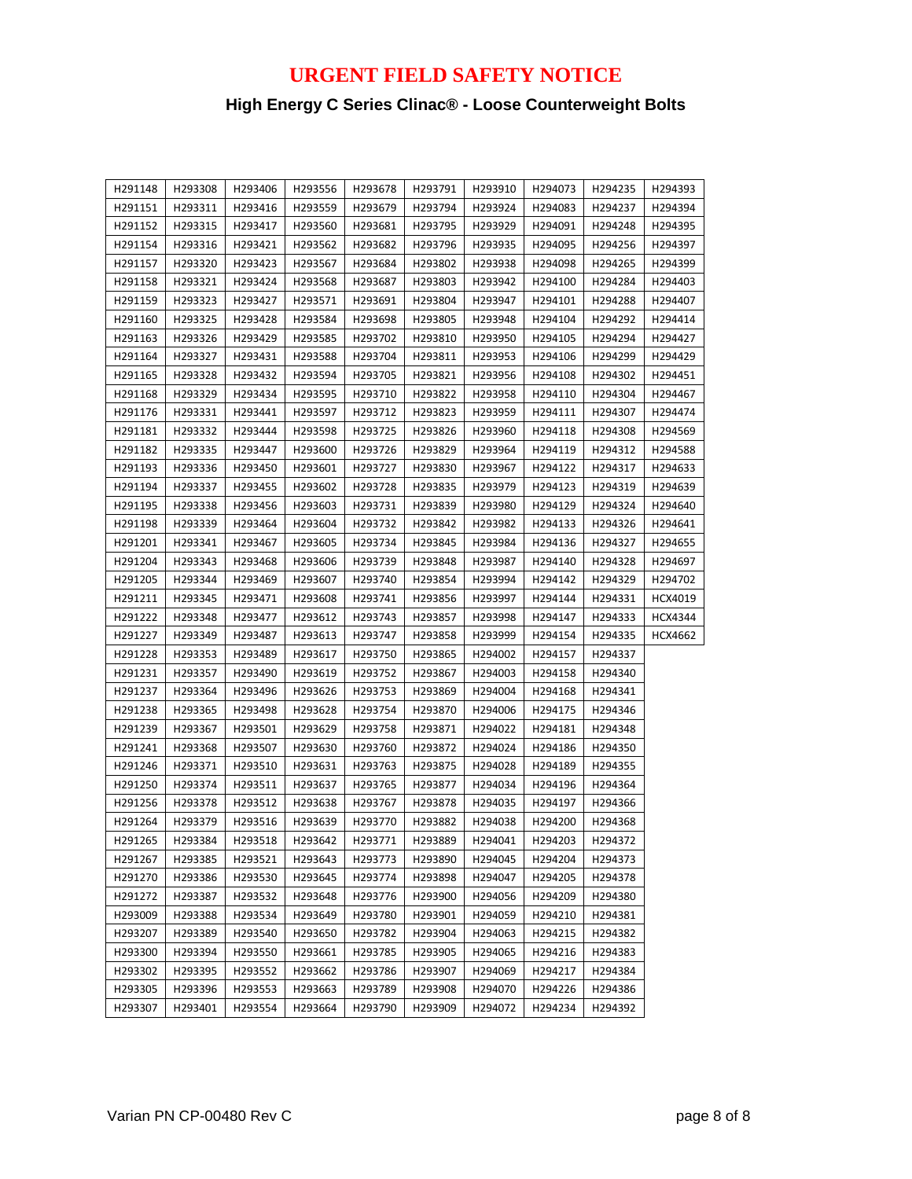# URGENT FIELD SAFETY NOTICE

## High Energy C Series Clinac® - Loose Counterweight Bolts

| | | | | | | | | | |
|---|---|---|---|---|---|---|---|---|---|
| H291148 | H293308 | H293406 | H293556 | H293678 | H293791 | H293910 | H294073 | H294235 | H294393 |
| H291151 | H293311 | H293416 | H293559 | H293679 | H293794 | H293924 | H294083 | H294237 | H294394 |
| H291152 | H293315 | H293417 | H293560 | H293681 | H293795 | H293929 | H294091 | H294248 | H294395 |
| H291154 | H293316 | H293421 | H293562 | H293682 | H293796 | H293935 | H294095 | H294256 | H294397 |
| H291157 | H293320 | H293423 | H293567 | H293684 | H293802 | H293938 | H294098 | H294265 | H294399 |
| H291158 | H293321 | H293424 | H293568 | H293687 | H293803 | H293942 | H294100 | H294284 | H294403 |
| H291159 | H293323 | H293427 | H293571 | H293691 | H293804 | H293947 | H294101 | H294288 | H294407 |
| H291160 | H293325 | H293428 | H293584 | H293698 | H293805 | H293948 | H294104 | H294292 | H294414 |
| H291163 | H293326 | H293429 | H293585 | H293702 | H293810 | H293950 | H294105 | H294294 | H294427 |
| H291164 | H293327 | H293431 | H293588 | H293704 | H293811 | H293953 | H294106 | H294299 | H294429 |
| H291165 | H293328 | H293432 | H293594 | H293705 | H293821 | H293956 | H294108 | H294302 | H294451 |
| H291168 | H293329 | H293434 | H293595 | H293710 | H293822 | H293958 | H294110 | H294304 | H294467 |
| H291176 | H293331 | H293441 | H293597 | H293712 | H293823 | H293959 | H294111 | H294307 | H294474 |
| H291181 | H293332 | H293444 | H293598 | H293725 | H293826 | H293960 | H294118 | H294308 | H294569 |
| H291182 | H293335 | H293447 | H293600 | H293726 | H293829 | H293964 | H294119 | H294312 | H294588 |
| H291193 | H293336 | H293450 | H293601 | H293727 | H293830 | H293967 | H294122 | H294317 | H294633 |
| H291194 | H293337 | H293455 | H293602 | H293728 | H293835 | H293979 | H294123 | H294319 | H294639 |
| H291195 | H293338 | H293456 | H293603 | H293731 | H293839 | H293980 | H294129 | H294324 | H294640 |
| H291198 | H293339 | H293464 | H293604 | H293732 | H293842 | H293982 | H294133 | H294326 | H294641 |
| H291201 | H293341 | H293467 | H293605 | H293734 | H293845 | H293984 | H294136 | H294327 | H294655 |
| H291204 | H293343 | H293468 | H293606 | H293739 | H293848 | H293987 | H294140 | H294328 | H294697 |
| H291205 | H293344 | H293469 | H293607 | H293740 | H293854 | H293994 | H294142 | H294329 | H294702 |
| H291211 | H293345 | H293471 | H293608 | H293741 | H293856 | H293997 | H294144 | H294331 | HCX4019 |
| H291222 | H293348 | H293477 | H293612 | H293743 | H293857 | H293998 | H294147 | H294333 | HCX4344 |
| H291227 | H293349 | H293487 | H293613 | H293747 | H293858 | H293999 | H294154 | H294335 | HCX4662 |
| H291228 | H293353 | H293489 | H293617 | H293750 | H293865 | H294002 | H294157 | H294337 | |
| H291231 | H293357 | H293490 | H293619 | H293752 | H293867 | H294003 | H294158 | H294340 | |
| H291237 | H293364 | H293496 | H293626 | H293753 | H293869 | H294004 | H294168 | H294341 | |
| H291238 | H293365 | H293498 | H293628 | H293754 | H293870 | H294006 | H294175 | H294346 | |
| H291239 | H293367 | H293501 | H293629 | H293758 | H293871 | H294022 | H294181 | H294348 | |
| H291241 | H293368 | H293507 | H293630 | H293760 | H293872 | H294024 | H294186 | H294350 | |
| H291246 | H293371 | H293510 | H293631 | H293763 | H293875 | H294028 | H294189 | H294355 | |
| H291250 | H293374 | H293511 | H293637 | H293765 | H293877 | H294034 | H294196 | H294364 | |
| H291256 | H293378 | H293512 | H293638 | H293767 | H293878 | H294035 | H294197 | H294366 | |
| H291264 | H293379 | H293516 | H293639 | H293770 | H293882 | H294038 | H294200 | H294368 | |
| H291265 | H293384 | H293518 | H293642 | H293771 | H293889 | H294041 | H294203 | H294372 | |
| H291267 | H293385 | H293521 | H293643 | H293773 | H293890 | H294045 | H294204 | H294373 | |
| H291270 | H293386 | H293530 | H293645 | H293774 | H293898 | H294047 | H294205 | H294378 | |
| H291272 | H293387 | H293532 | H293648 | H293776 | H293900 | H294056 | H294209 | H294380 | |
| H293009 | H293388 | H293534 | H293649 | H293780 | H293901 | H294059 | H294210 | H294381 | |
| H293207 | H293389 | H293540 | H293650 | H293782 | H293904 | H294063 | H294215 | H294382 | |
| H293300 | H293394 | H293550 | H293661 | H293785 | H293905 | H294065 | H294216 | H294383 | |
| H293302 | H293395 | H293552 | H293662 | H293786 | H293907 | H294069 | H294217 | H294384 | |
| H293305 | H293396 | H293553 | H293663 | H293789 | H293908 | H294070 | H294226 | H294386 | |
| H293307 | H293401 | H293554 | H293664 | H293790 | H293909 | H294072 | H294234 | H294392 | |

Varian PN CP-00480 Rev C